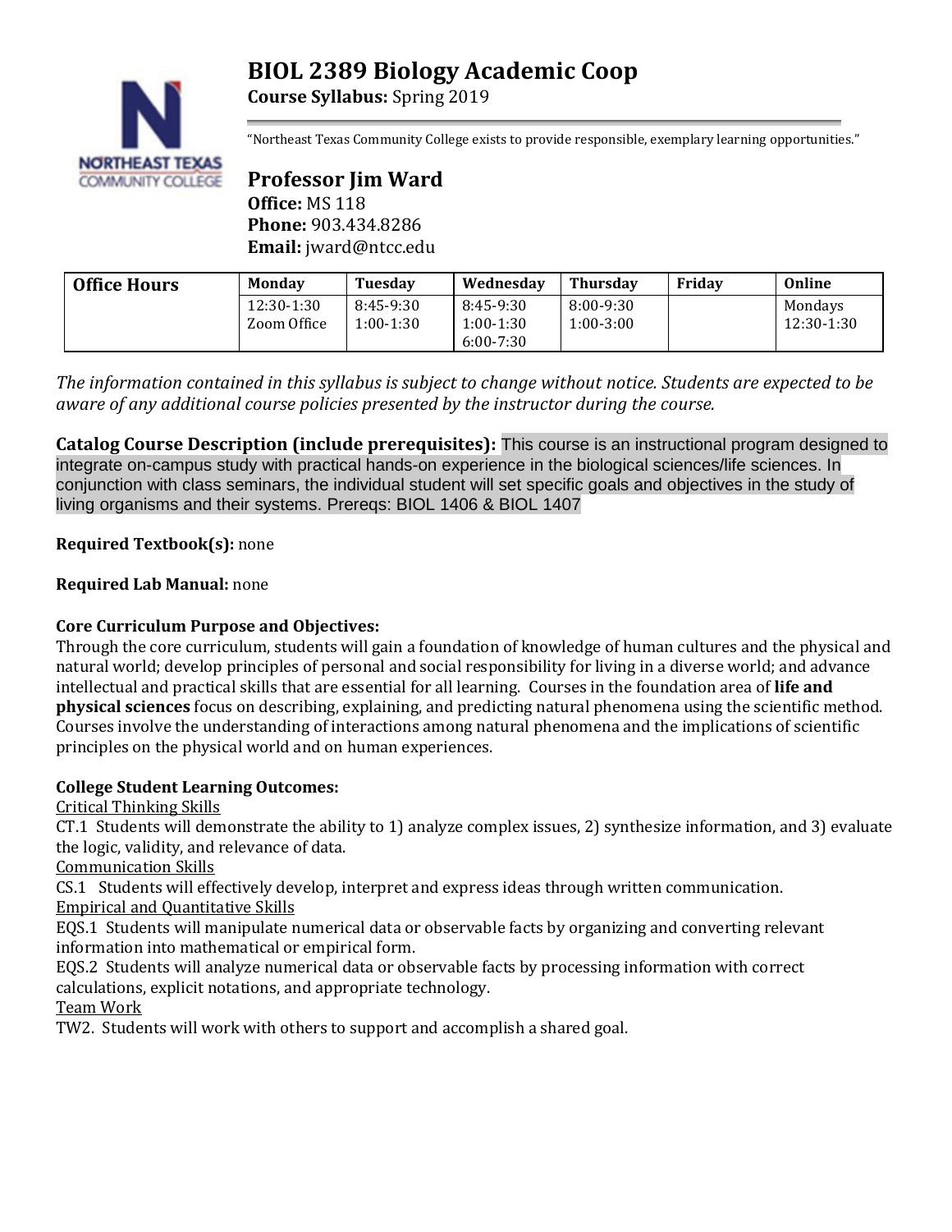# BIOL 2389 Biology Academic Coop

**Course Syllabus:** Spring 2019

"Northeast Texas Community College exists to provide responsible, exemplary learning opportunities."

## Professor Jim Ward

**Office:** MS 118
**Phone:** 903.434.8286
**Email:** jward@ntcc.edu

| Office Hours | Monday | Tuesday | Wednesday | Thursday | Friday | Online |
|---|---|---|---|---|---|---|
| | 12:30-1:30<br>Zoom Office | 8:45-9:30<br>1:00-1:30 | 8:45-9:30<br>1:00-1:30<br>6:00-7:30 | 8:00-9:30<br>1:00-3:00 | | Mondays<br>12:30-1:30 |

*The information contained in this syllabus is subject to change without notice. Students are expected to be aware of any additional course policies presented by the instructor during the course.*

**Catalog Course Description (include prerequisites):** This course is an instructional program designed to integrate on-campus study with practical hands-on experience in the biological sciences/life sciences. In conjunction with class seminars, the individual student will set specific goals and objectives in the study of living organisms and their systems. Prereqs: BIOL 1406 & BIOL 1407

**Required Textbook(s):** none

**Required Lab Manual:** none

**Core Curriculum Purpose and Objectives:**
Through the core curriculum, students will gain a foundation of knowledge of human cultures and the physical and natural world; develop principles of personal and social responsibility for living in a diverse world; and advance intellectual and practical skills that are essential for all learning. Courses in the foundation area of **life and physical sciences** focus on describing, explaining, and predicting natural phenomena using the scientific method. Courses involve the understanding of interactions among natural phenomena and the implications of scientific principles on the physical world and on human experiences.

**College Student Learning Outcomes:**

Critical Thinking Skills

CT.1 Students will demonstrate the ability to 1) analyze complex issues, 2) synthesize information, and 3) evaluate the logic, validity, and relevance of data.

Communication Skills

CS.1 Students will effectively develop, interpret and express ideas through written communication.

Empirical and Quantitative Skills

EQS.1 Students will manipulate numerical data or observable facts by organizing and converting relevant information into mathematical or empirical form.

EQS.2 Students will analyze numerical data or observable facts by processing information with correct calculations, explicit notations, and appropriate technology.

Team Work

TW2. Students will work with others to support and accomplish a shared goal.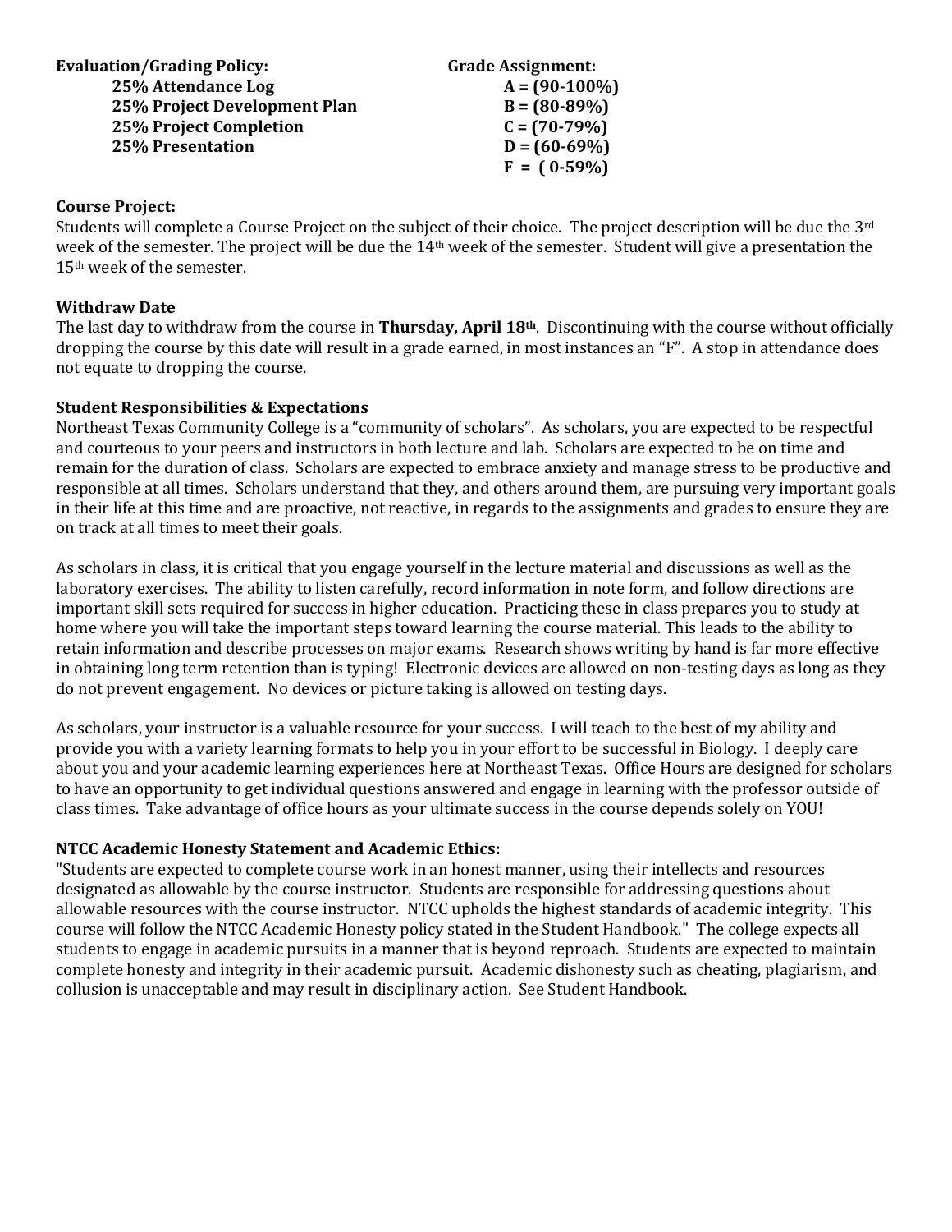**Evaluation/Grading Policy:**

**25% Attendance Log**
**25% Project Development Plan**
**25% Project Completion**
**25% Presentation**

**Grade Assignment:**

**A = (90-100%)**
**B = (80-89%)**
**C = (70-79%)**
**D = (60-69%)**
**F = ( 0-59%)**

**Course Project:**

Students will complete a Course Project on the subject of their choice. The project description will be due the 3rd week of the semester. The project will be due the 14th week of the semester. Student will give a presentation the 15th week of the semester.

**Withdraw Date**

The last day to withdraw from the course in **Thursday, April 18th**. Discontinuing with the course without officially dropping the course by this date will result in a grade earned, in most instances an "F". A stop in attendance does not equate to dropping the course.

**Student Responsibilities & Expectations**

Northeast Texas Community College is a "community of scholars". As scholars, you are expected to be respectful and courteous to your peers and instructors in both lecture and lab. Scholars are expected to be on time and remain for the duration of class. Scholars are expected to embrace anxiety and manage stress to be productive and responsible at all times. Scholars understand that they, and others around them, are pursuing very important goals in their life at this time and are proactive, not reactive, in regards to the assignments and grades to ensure they are on track at all times to meet their goals.

As scholars in class, it is critical that you engage yourself in the lecture material and discussions as well as the laboratory exercises. The ability to listen carefully, record information in note form, and follow directions are important skill sets required for success in higher education. Practicing these in class prepares you to study at home where you will take the important steps toward learning the course material. This leads to the ability to retain information and describe processes on major exams. Research shows writing by hand is far more effective in obtaining long term retention than is typing! Electronic devices are allowed on non-testing days as long as they do not prevent engagement. No devices or picture taking is allowed on testing days.

As scholars, your instructor is a valuable resource for your success. I will teach to the best of my ability and provide you with a variety learning formats to help you in your effort to be successful in Biology. I deeply care about you and your academic learning experiences here at Northeast Texas. Office Hours are designed for scholars to have an opportunity to get individual questions answered and engage in learning with the professor outside of class times. Take advantage of office hours as your ultimate success in the course depends solely on YOU!

**NTCC Academic Honesty Statement and Academic Ethics:**

"Students are expected to complete course work in an honest manner, using their intellects and resources designated as allowable by the course instructor. Students are responsible for addressing questions about allowable resources with the course instructor. NTCC upholds the highest standards of academic integrity. This course will follow the NTCC Academic Honesty policy stated in the Student Handbook." The college expects all students to engage in academic pursuits in a manner that is beyond reproach. Students are expected to maintain complete honesty and integrity in their academic pursuit. Academic dishonesty such as cheating, plagiarism, and collusion is unacceptable and may result in disciplinary action. See Student Handbook.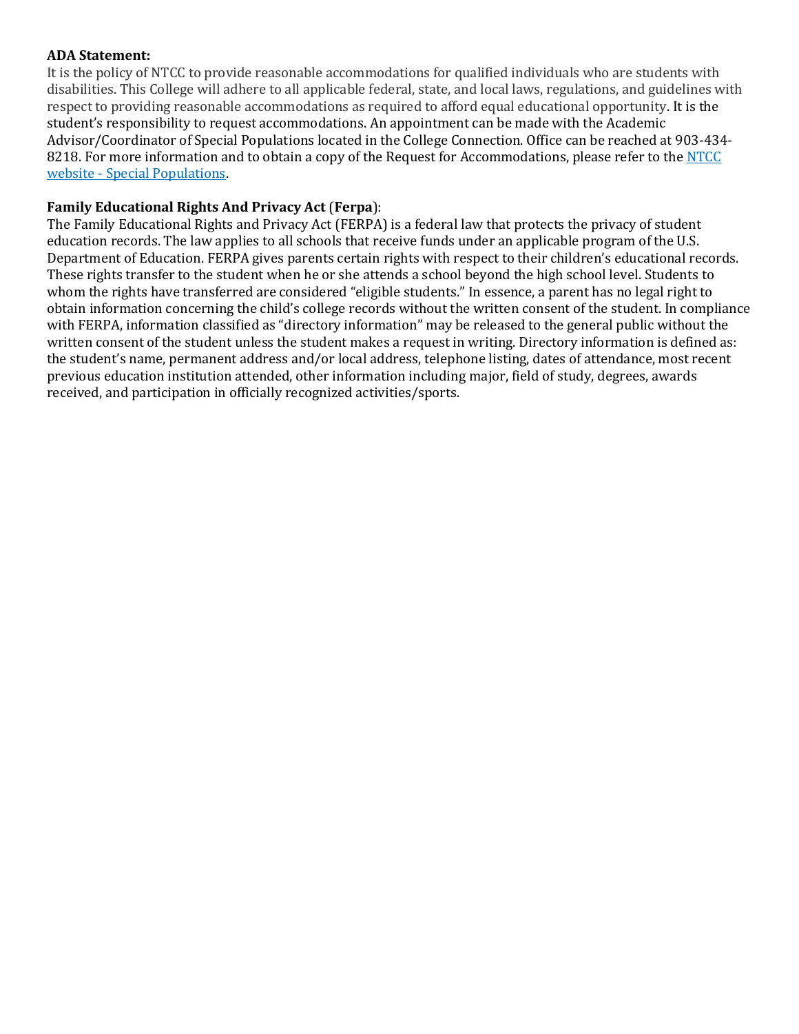**ADA Statement:**

It is the policy of NTCC to provide reasonable accommodations for qualified individuals who are students with disabilities. This College will adhere to all applicable federal, state, and local laws, regulations, and guidelines with respect to providing reasonable accommodations as required to afford equal educational opportunity. It is the student's responsibility to request accommodations. An appointment can be made with the Academic Advisor/Coordinator of Special Populations located in the College Connection. Office can be reached at 903-434-8218. For more information and to obtain a copy of the Request for Accommodations, please refer to the NTCC website - Special Populations.

**Family Educational Rights And Privacy Act (Ferpa):**

The Family Educational Rights and Privacy Act (FERPA) is a federal law that protects the privacy of student education records. The law applies to all schools that receive funds under an applicable program of the U.S. Department of Education. FERPA gives parents certain rights with respect to their children's educational records. These rights transfer to the student when he or she attends a school beyond the high school level. Students to whom the rights have transferred are considered "eligible students." In essence, a parent has no legal right to obtain information concerning the child's college records without the written consent of the student. In compliance with FERPA, information classified as "directory information" may be released to the general public without the written consent of the student unless the student makes a request in writing. Directory information is defined as: the student's name, permanent address and/or local address, telephone listing, dates of attendance, most recent previous education institution attended, other information including major, field of study, degrees, awards received, and participation in officially recognized activities/sports.